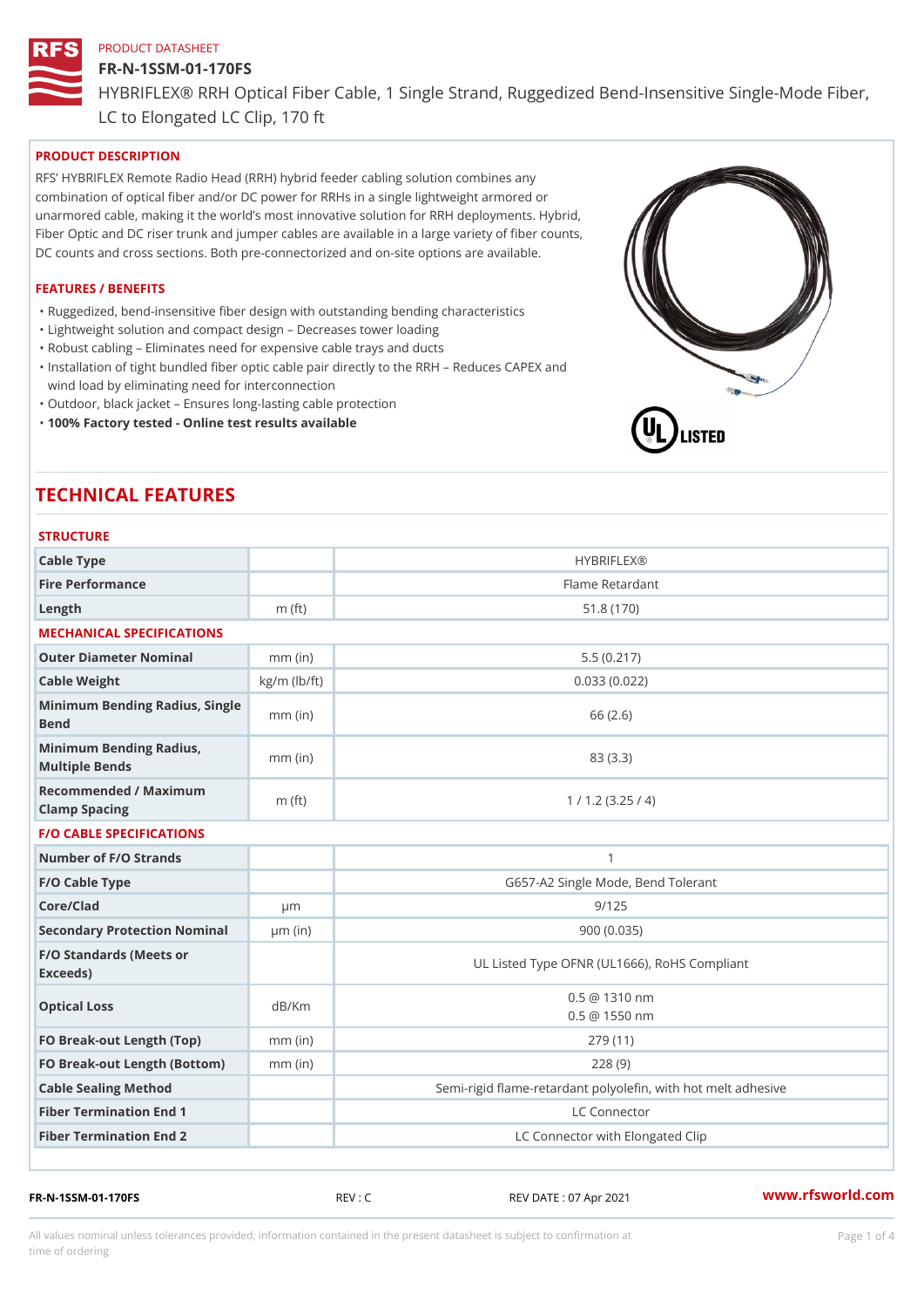PRODUCT DATASHEET

# FR-N-1SSM-01-170FS

HYBRIFLEX® RRH Optical Fiber Cable, 1 Single Strand, Ruggedized Bend-Insensitive Single-Mode Fiber, LC to Elongated LC Clip, 170 ft

## PRODUCT DESCRIPTION

RFS' HYBRIFLEX Remote Radio Head (RRH) hybrid feeder cabling solution combines any combination of optical fiber and/or DC power for RRHs in a single lightweight armored or unarmored cable, making it the world's most innovative solution for RRH deployments. Hybrid, Fiber Optic and DC riser trunk and jumper cables are available in a large variety of fiber counts, DC counts and cross sections. Both pre-connectorized and on-site options are available.

## FEATURES / BENEFITS

- Ruggedized, bend-insensitive fiber design with outstanding bending characteristics
- Lightweight solution and compact design – Decreases tower loading
- Robust cabling – Eliminates need for expensive cable trays and ducts
- Installation of tight bundled fiber optic cable pair directly to the RRH – Reduces CAPEX and wind load by eliminating need for interconnection
- Outdoor, black jacket – Ensures long-lasting cable protection
- **100% Factory tested - Online test results available**

# TECHNICAL FEATURES

### STRUCTURE

| | | |
|---|---|---|
| Cable Type | | HYBRIFLEX® |
| Fire Performance | | Flame Retardant |
| Length | m (ft) | 51.8 (170) |

### MECHANICAL SPECIFICATIONS

| | | |
|---|---|---|
| Outer Diameter Nominal | mm (in) | 5.5 (0.217) |
| Cable Weight | kg/m (lb/ft) | 0.033 (0.022) |
| Minimum Bending Radius, Single Bend | mm (in) | 66 (2.6) |
| Minimum Bending Radius, Multiple Bends | mm (in) | 83 (3.3) |
| Recommended / Maximum Clamp Spacing | m (ft) | 1 / 1.2 (3.25 / 4) |

### F/O CABLE SPECIFICATIONS

| | | |
|---|---|---|
| Number of F/O Strands | | 1 |
| F/O Cable Type | | G657-A2 Single Mode, Bend Tolerant |
| Core/Clad | μm | 9/125 |
| Secondary Protection Nominal | μm (in) | 900 (0.035) |
| F/O Standards (Meets or Exceeds) | | UL Listed Type OFNR (UL1666), RoHS Compliant |
| Optical Loss | dB/Km | 0.5 @ 1310 nm<br>0.5 @ 1550 nm |
| FO Break-out Length (Top) | mm (in) | 279 (11) |
| FO Break-out Length (Bottom) | mm (in) | 228 (9) |
| Cable Sealing Method | | Semi-rigid flame-retardant polyolefin, with hot melt adhesive |
| Fiber Termination End 1 | | LC Connector |
| Fiber Termination End 2 | | LC Connector with Elongated Clip |

FR-N-1SSM-01-170FS REV : C REV DATE : 07 Apr 2021 www.rfsworld.com

All values nominal unless tolerances provided; information contained in the present datasheet is subject to confirmation at time of ordering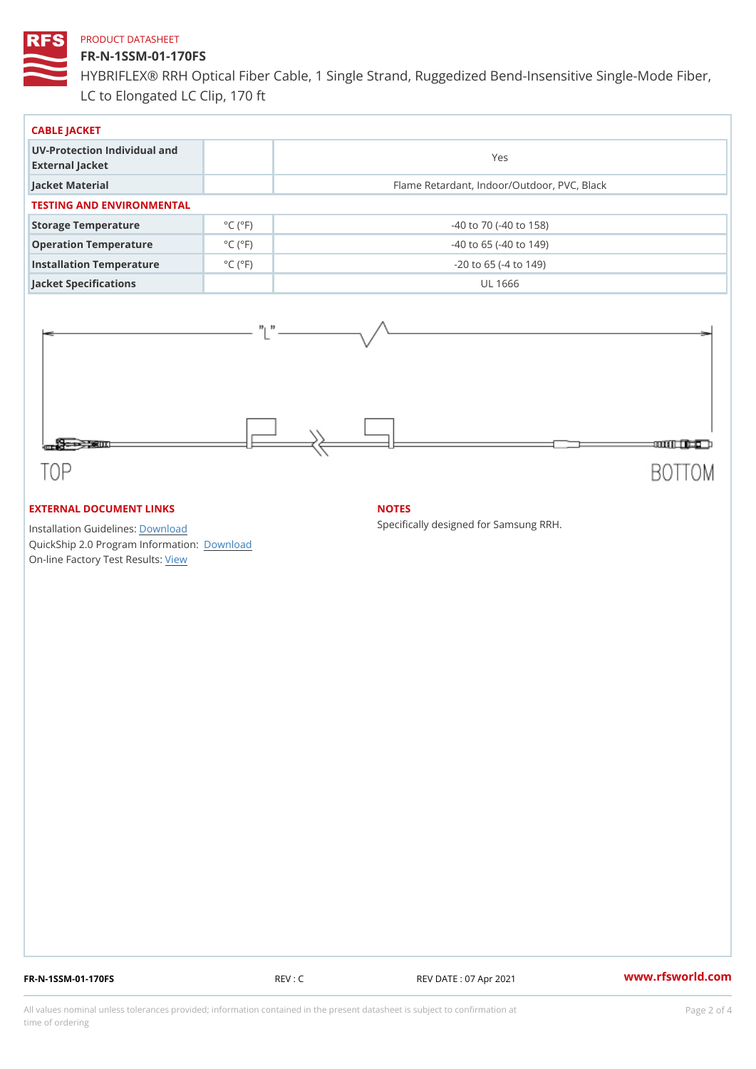PRODUCT DATASHEET

# FR-N-1SSM-01-170FS

HYBRIFLEX® RRH Optical Fiber Cable, 1 Single Strand, Ruggedized Bend-Insensitive Single-Mode Fiber, LC to Elongated LC Clip, 170 ft

## CABLE JACKET

| | | |
|---|---|---|
| **UV-Protection Individual and External Jacket** | | Yes |
| **Jacket Material** | | Flame Retardant, Indoor/Outdoor, PVC, Black |

## TESTING AND ENVIRONMENTAL

| | | |
|---|---|---|
| **Storage Temperature** | °C (°F) | -40 to 70 (-40 to 158) |
| **Operation Temperature** | °C (°F) | -40 to 65 (-40 to 149) |
| **Installation Temperature** | °C (°F) | -20 to 65 (-4 to 149) |
| **Jacket Specifications** | | UL 1666 |

"L"

TOP

BOTTOM

## EXTERNAL DOCUMENT LINKS

Installation Guidelines: Download
QuickShip 2.0 Program Information: Download
On-line Factory Test Results: View

## NOTES

Specifically designed for Samsung RRH.

FR-N-1SSM-01-170FS REV : C REV DATE : 07 Apr 2021 www.rfsworld.com

All values nominal unless tolerances provided; information contained in the present datasheet is subject to confirmation at time of ordering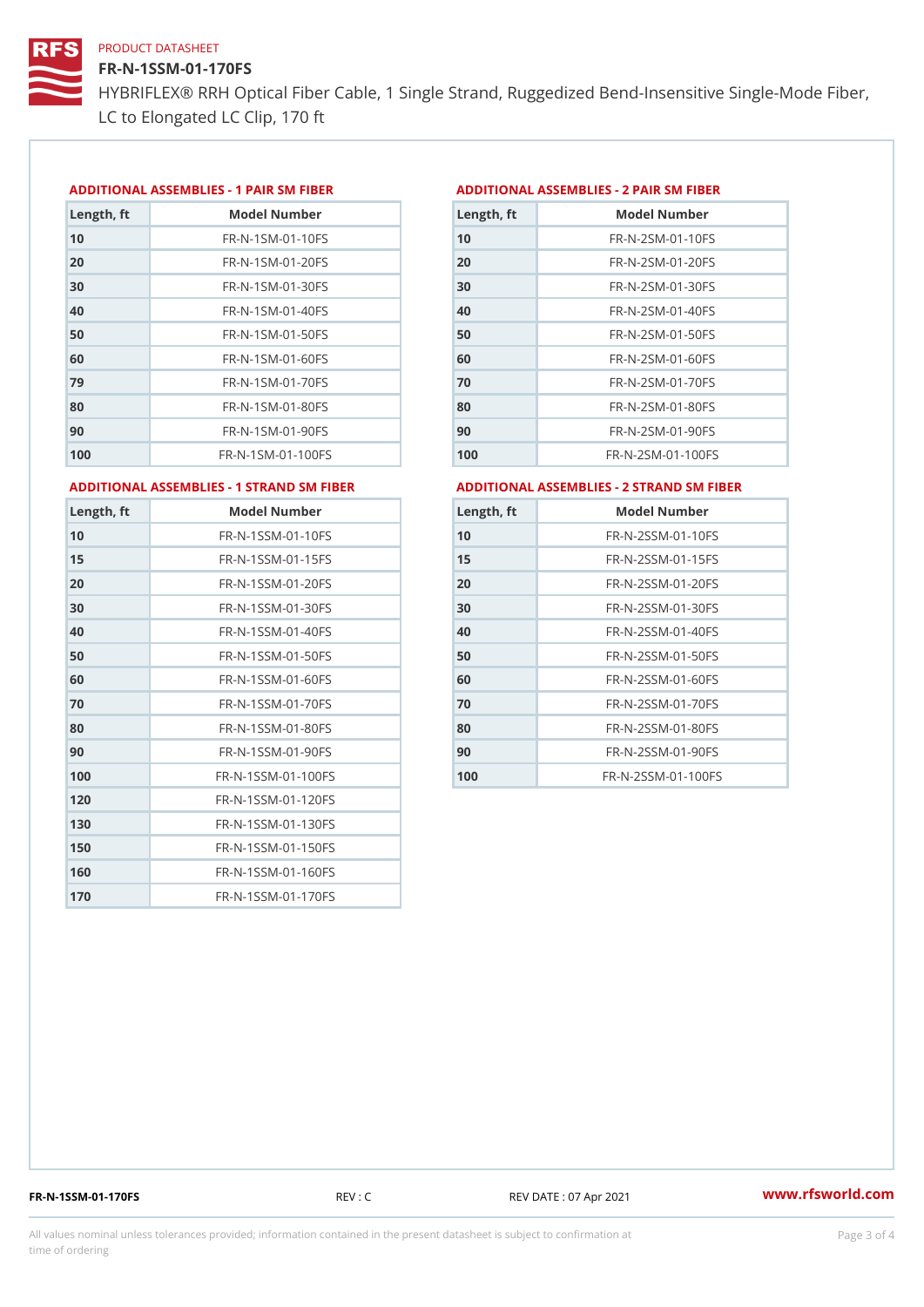PRODUCT DATASHEET

# FR-N-1SSM-01-170FS

HYBRIFLEX® RRH Optical Fiber Cable, 1 Single Strand, Ruggedized Bend-Insensitive Single-Mode Fiber, LC to Elongated LC Clip, 170 ft

## ADDITIONAL ASSEMBLIES - 1 PAIR SM FIBER

| Length, ft | Model Number |
|---|---|
| 10 | FR-N-1SM-01-10FS |
| 20 | FR-N-1SM-01-20FS |
| 30 | FR-N-1SM-01-30FS |
| 40 | FR-N-1SM-01-40FS |
| 50 | FR-N-1SM-01-50FS |
| 60 | FR-N-1SM-01-60FS |
| 79 | FR-N-1SM-01-70FS |
| 80 | FR-N-1SM-01-80FS |
| 90 | FR-N-1SM-01-90FS |
| 100 | FR-N-1SM-01-100FS |

## ADDITIONAL ASSEMBLIES - 2 PAIR SM FIBER

| Length, ft | Model Number |
|---|---|
| 10 | FR-N-2SM-01-10FS |
| 20 | FR-N-2SM-01-20FS |
| 30 | FR-N-2SM-01-30FS |
| 40 | FR-N-2SM-01-40FS |
| 50 | FR-N-2SM-01-50FS |
| 60 | FR-N-2SM-01-60FS |
| 70 | FR-N-2SM-01-70FS |
| 80 | FR-N-2SM-01-80FS |
| 90 | FR-N-2SM-01-90FS |
| 100 | FR-N-2SM-01-100FS |

## ADDITIONAL ASSEMBLIES - 1 STRAND SM FIBER

| Length, ft | Model Number |
|---|---|
| 10 | FR-N-1SSM-01-10FS |
| 15 | FR-N-1SSM-01-15FS |
| 20 | FR-N-1SSM-01-20FS |
| 30 | FR-N-1SSM-01-30FS |
| 40 | FR-N-1SSM-01-40FS |
| 50 | FR-N-1SSM-01-50FS |
| 60 | FR-N-1SSM-01-60FS |
| 70 | FR-N-1SSM-01-70FS |
| 80 | FR-N-1SSM-01-80FS |
| 90 | FR-N-1SSM-01-90FS |
| 100 | FR-N-1SSM-01-100FS |
| 120 | FR-N-1SSM-01-120FS |
| 130 | FR-N-1SSM-01-130FS |
| 150 | FR-N-1SSM-01-150FS |
| 160 | FR-N-1SSM-01-160FS |
| 170 | FR-N-1SSM-01-170FS |

## ADDITIONAL ASSEMBLIES - 2 STRAND SM FIBER

| Length, ft | Model Number |
|---|---|
| 10 | FR-N-2SSM-01-10FS |
| 15 | FR-N-2SSM-01-15FS |
| 20 | FR-N-2SSM-01-20FS |
| 30 | FR-N-2SSM-01-30FS |
| 40 | FR-N-2SSM-01-40FS |
| 50 | FR-N-2SSM-01-50FS |
| 60 | FR-N-2SSM-01-60FS |
| 70 | FR-N-2SSM-01-70FS |
| 80 | FR-N-2SSM-01-80FS |
| 90 | FR-N-2SSM-01-90FS |
| 100 | FR-N-2SSM-01-100FS |

FR-N-1SSM-01-170FS REV : C REV DATE : 07 Apr 2021 www.rfsworld.com

All values nominal unless tolerances provided; information contained in the present datasheet is subject to confirmation at time of ordering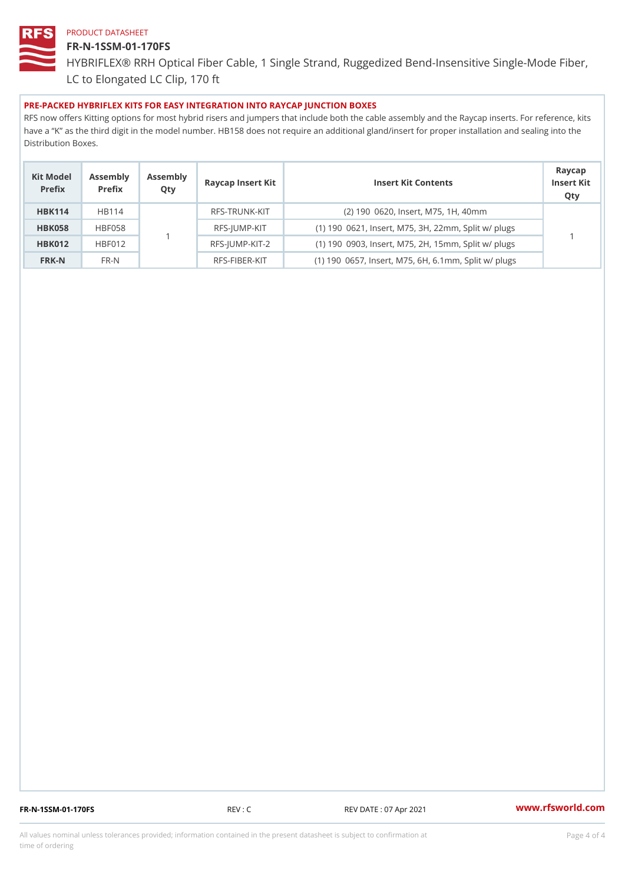PRODUCT DATASHEET

# FR-N-1SSM-01-170FS

HYBRIFLEX® RRH Optical Fiber Cable, 1 Single Strand, Ruggedized Bend-Insensitive Single-Mode Fiber, LC to Elongated LC Clip, 170 ft

## PRE-PACKED HYBRIFLEX KITS FOR EASY INTEGRATION INTO RAYCAP JUNCTION BOXES

RFS now offers Kitting options for most hybrid risers and jumpers that include both the cable assembly and the Raycap inserts. For reference, kits have a "K" as the third digit in the model number. HB158 does not require an additional gland/insert for proper installation and sealing into the Distribution Boxes.

| Kit Model Prefix | Assembly Prefix | Assembly Qty | Raycap Insert Kit | Insert Kit Contents | Raycap Insert Kit Qty |
|---|---|---|---|---|---|
| HBK114 | HB114 | 1 | RFS-TRUNK-KIT | (2) 190 0620, Insert, M75, 1H, 40mm | 1 |
| HBK058 | HBF058 | | RFS-JUMP-KIT | (1) 190 0621, Insert, M75, 3H, 22mm, Split w/ plugs | |
| HBK012 | HBF012 | | RFS-JUMP-KIT-2 | (1) 190 0903, Insert, M75, 2H, 15mm, Split w/ plugs | |
| FRK-N | FR-N | | RFS-FIBER-KIT | (1) 190 0657, Insert, M75, 6H, 6.1mm, Split w/ plugs | |

FR-N-1SSM-01-170FS REV : C REV DATE : 07 Apr 2021 www.rfsworld.com

All values nominal unless tolerances provided; information contained in the present datasheet is subject to confirmation at time of ordering